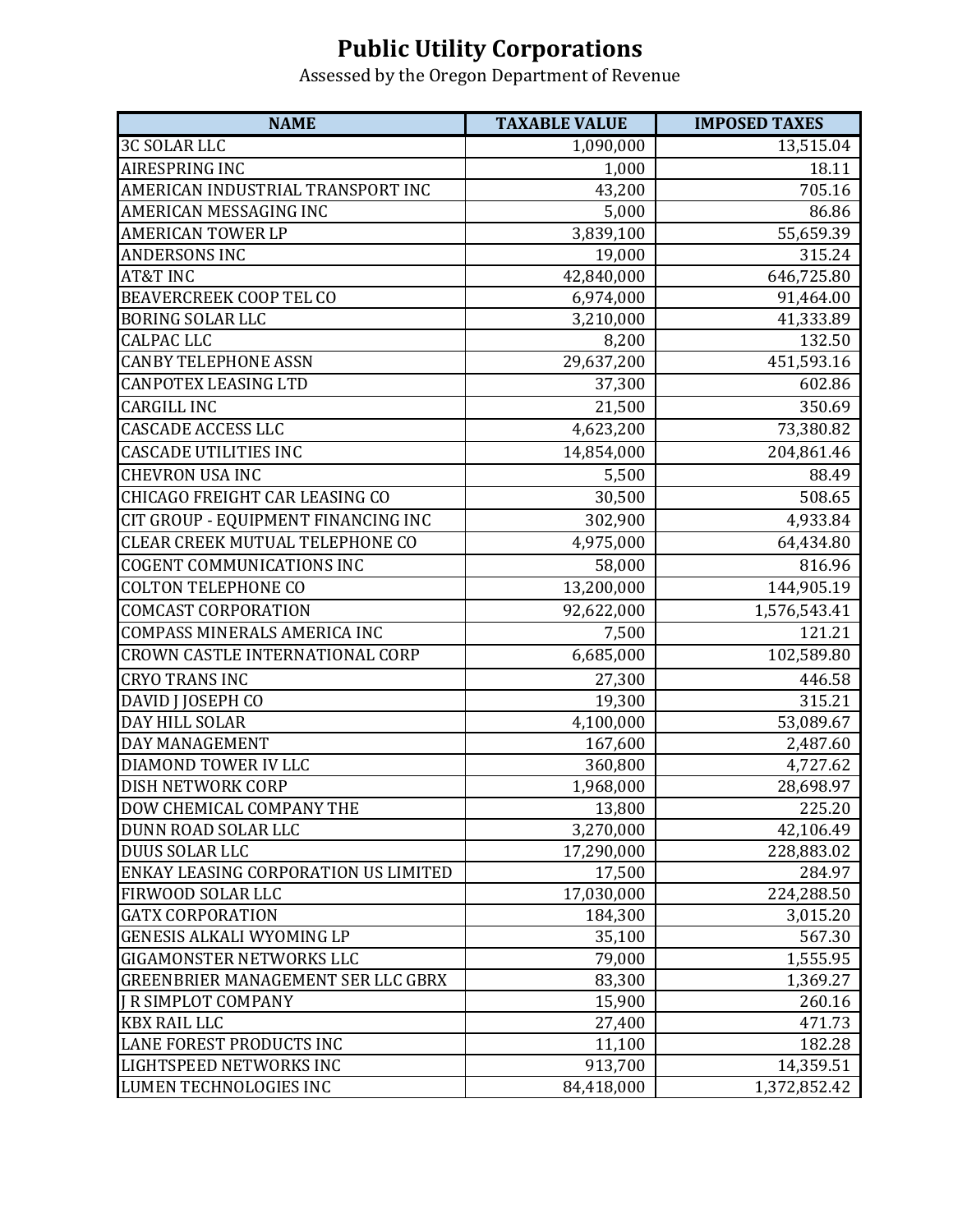# Public Utility Corporations

Assessed by the Oregon Department of Revenue

| NAME | TAXABLE VALUE | IMPOSED TAXES |
|---|---:|---:|
| 3C SOLAR LLC | 1,090,000 | 13,515.04 |
| AIRESPRING INC | 1,000 | 18.11 |
| AMERICAN INDUSTRIAL TRANSPORT INC | 43,200 | 705.16 |
| AMERICAN MESSAGING INC | 5,000 | 86.86 |
| AMERICAN TOWER LP | 3,839,100 | 55,659.39 |
| ANDERSONS INC | 19,000 | 315.24 |
| AT&T INC | 42,840,000 | 646,725.80 |
| BEAVERCREEK COOP TEL CO | 6,974,000 | 91,464.00 |
| BORING SOLAR LLC | 3,210,000 | 41,333.89 |
| CALPAC LLC | 8,200 | 132.50 |
| CANBY TELEPHONE ASSN | 29,637,200 | 451,593.16 |
| CANPOTEX LEASING LTD | 37,300 | 602.86 |
| CARGILL INC | 21,500 | 350.69 |
| CASCADE ACCESS LLC | 4,623,200 | 73,380.82 |
| CASCADE UTILITIES INC | 14,854,000 | 204,861.46 |
| CHEVRON USA INC | 5,500 | 88.49 |
| CHICAGO FREIGHT CAR LEASING CO | 30,500 | 508.65 |
| CIT GROUP - EQUIPMENT FINANCING INC | 302,900 | 4,933.84 |
| CLEAR CREEK MUTUAL TELEPHONE CO | 4,975,000 | 64,434.80 |
| COGENT COMMUNICATIONS INC | 58,000 | 816.96 |
| COLTON TELEPHONE CO | 13,200,000 | 144,905.19 |
| COMCAST CORPORATION | 92,622,000 | 1,576,543.41 |
| COMPASS MINERALS AMERICA INC | 7,500 | 121.21 |
| CROWN CASTLE INTERNATIONAL CORP | 6,685,000 | 102,589.80 |
| CRYO TRANS INC | 27,300 | 446.58 |
| DAVID J JOSEPH CO | 19,300 | 315.21 |
| DAY HILL SOLAR | 4,100,000 | 53,089.67 |
| DAY MANAGEMENT | 167,600 | 2,487.60 |
| DIAMOND TOWER IV LLC | 360,800 | 4,727.62 |
| DISH NETWORK CORP | 1,968,000 | 28,698.97 |
| DOW CHEMICAL COMPANY THE | 13,800 | 225.20 |
| DUNN ROAD SOLAR LLC | 3,270,000 | 42,106.49 |
| DUUS SOLAR LLC | 17,290,000 | 228,883.02 |
| ENKAY LEASING CORPORATION US LIMITED | 17,500 | 284.97 |
| FIRWOOD SOLAR LLC | 17,030,000 | 224,288.50 |
| GATX CORPORATION | 184,300 | 3,015.20 |
| GENESIS ALKALI WYOMING LP | 35,100 | 567.30 |
| GIGAMONSTER NETWORKS LLC | 79,000 | 1,555.95 |
| GREENBRIER MANAGEMENT SER LLC GBRX | 83,300 | 1,369.27 |
| J R SIMPLOT COMPANY | 15,900 | 260.16 |
| KBX RAIL LLC | 27,400 | 471.73 |
| LANE FOREST PRODUCTS INC | 11,100 | 182.28 |
| LIGHTSPEED NETWORKS INC | 913,700 | 14,359.51 |
| LUMEN TECHNOLOGIES INC | 84,418,000 | 1,372,852.42 |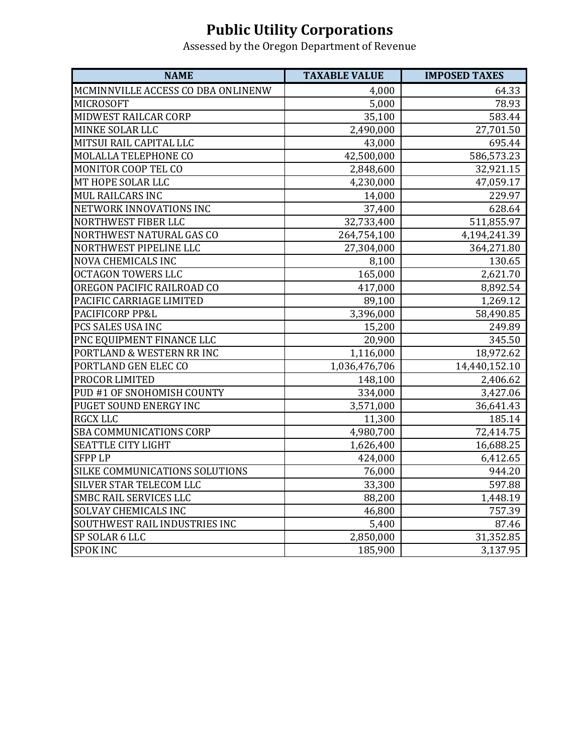# Public Utility Corporations

Assessed by the Oregon Department of Revenue

| NAME | TAXABLE VALUE | IMPOSED TAXES |
|---|---:|---:|
| MCMINNVILLE ACCESS CO DBA ONLINENW | 4,000 | 64.33 |
| MICROSOFT | 5,000 | 78.93 |
| MIDWEST RAILCAR CORP | 35,100 | 583.44 |
| MINKE SOLAR LLC | 2,490,000 | 27,701.50 |
| MITSUI RAIL CAPITAL LLC | 43,000 | 695.44 |
| MOLALLA TELEPHONE CO | 42,500,000 | 586,573.23 |
| MONITOR COOP TEL CO | 2,848,600 | 32,921.15 |
| MT HOPE SOLAR LLC | 4,230,000 | 47,059.17 |
| MUL RAILCARS INC | 14,000 | 229.97 |
| NETWORK INNOVATIONS INC | 37,400 | 628.64 |
| NORTHWEST FIBER LLC | 32,733,400 | 511,855.97 |
| NORTHWEST NATURAL GAS CO | 264,754,100 | 4,194,241.39 |
| NORTHWEST PIPELINE LLC | 27,304,000 | 364,271.80 |
| NOVA CHEMICALS INC | 8,100 | 130.65 |
| OCTAGON TOWERS LLC | 165,000 | 2,621.70 |
| OREGON PACIFIC RAILROAD CO | 417,000 | 8,892.54 |
| PACIFIC CARRIAGE LIMITED | 89,100 | 1,269.12 |
| PACIFICORP PP&L | 3,396,000 | 58,490.85 |
| PCS SALES USA INC | 15,200 | 249.89 |
| PNC EQUIPMENT FINANCE LLC | 20,900 | 345.50 |
| PORTLAND & WESTERN RR INC | 1,116,000 | 18,972.62 |
| PORTLAND GEN ELEC CO | 1,036,476,706 | 14,440,152.10 |
| PROCOR LIMITED | 148,100 | 2,406.62 |
| PUD #1 OF SNOHOMISH COUNTY | 334,000 | 3,427.06 |
| PUGET SOUND ENERGY INC | 3,571,000 | 36,641.43 |
| RGCX LLC | 11,300 | 185.14 |
| SBA COMMUNICATIONS CORP | 4,980,700 | 72,414.75 |
| SEATTLE CITY LIGHT | 1,626,400 | 16,688.25 |
| SFPP LP | 424,000 | 6,412.65 |
| SILKE COMMUNICATIONS SOLUTIONS | 76,000 | 944.20 |
| SILVER STAR TELECOM LLC | 33,300 | 597.88 |
| SMBC RAIL SERVICES LLC | 88,200 | 1,448.19 |
| SOLVAY CHEMICALS INC | 46,800 | 757.39 |
| SOUTHWEST RAIL INDUSTRIES INC | 5,400 | 87.46 |
| SP SOLAR 6 LLC | 2,850,000 | 31,352.85 |
| SPOK INC | 185,900 | 3,137.95 |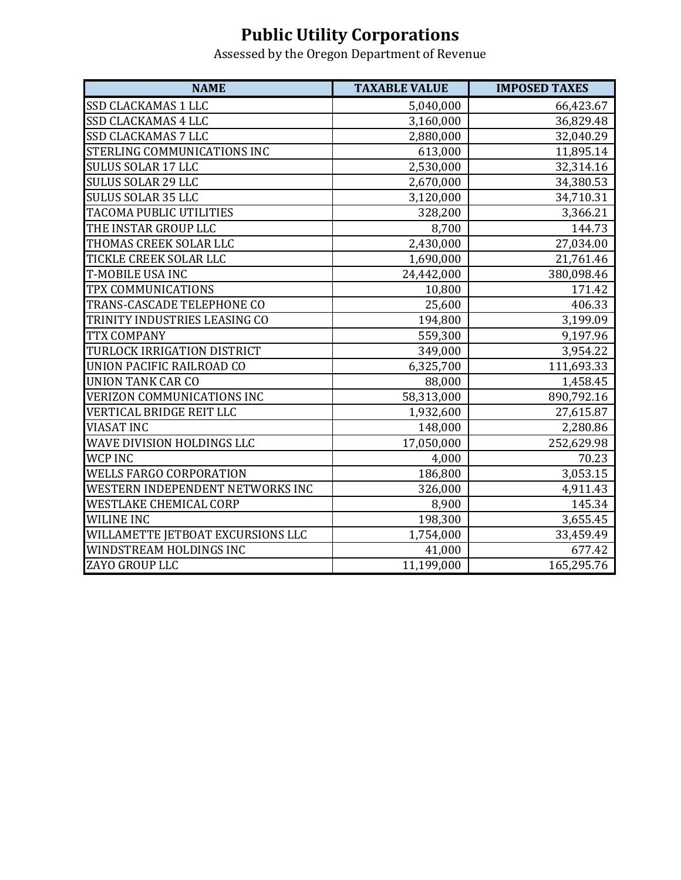# Public Utility Corporations

Assessed by the Oregon Department of Revenue

| NAME | TAXABLE VALUE | IMPOSED TAXES |
| --- | ---: | ---: |
| SSD CLACKAMAS 1 LLC | 5,040,000 | 66,423.67 |
| SSD CLACKAMAS 4 LLC | 3,160,000 | 36,829.48 |
| SSD CLACKAMAS 7 LLC | 2,880,000 | 32,040.29 |
| STERLING COMMUNICATIONS INC | 613,000 | 11,895.14 |
| SULUS SOLAR 17 LLC | 2,530,000 | 32,314.16 |
| SULUS SOLAR 29 LLC | 2,670,000 | 34,380.53 |
| SULUS SOLAR 35 LLC | 3,120,000 | 34,710.31 |
| TACOMA PUBLIC UTILITIES | 328,200 | 3,366.21 |
| THE INSTAR GROUP LLC | 8,700 | 144.73 |
| THOMAS CREEK SOLAR LLC | 2,430,000 | 27,034.00 |
| TICKLE CREEK SOLAR LLC | 1,690,000 | 21,761.46 |
| T-MOBILE USA INC | 24,442,000 | 380,098.46 |
| TPX COMMUNICATIONS | 10,800 | 171.42 |
| TRANS-CASCADE TELEPHONE CO | 25,600 | 406.33 |
| TRINITY INDUSTRIES LEASING CO | 194,800 | 3,199.09 |
| TTX COMPANY | 559,300 | 9,197.96 |
| TURLOCK IRRIGATION DISTRICT | 349,000 | 3,954.22 |
| UNION PACIFIC RAILROAD CO | 6,325,700 | 111,693.33 |
| UNION TANK CAR CO | 88,000 | 1,458.45 |
| VERIZON COMMUNICATIONS INC | 58,313,000 | 890,792.16 |
| VERTICAL BRIDGE REIT LLC | 1,932,600 | 27,615.87 |
| VIASAT INC | 148,000 | 2,280.86 |
| WAVE DIVISION HOLDINGS LLC | 17,050,000 | 252,629.98 |
| WCP INC | 4,000 | 70.23 |
| WELLS FARGO CORPORATION | 186,800 | 3,053.15 |
| WESTERN INDEPENDENT NETWORKS INC | 326,000 | 4,911.43 |
| WESTLAKE CHEMICAL CORP | 8,900 | 145.34 |
| WILINE INC | 198,300 | 3,655.45 |
| WILLAMETTE JETBOAT EXCURSIONS LLC | 1,754,000 | 33,459.49 |
| WINDSTREAM HOLDINGS INC | 41,000 | 677.42 |
| ZAYO GROUP LLC | 11,199,000 | 165,295.76 |